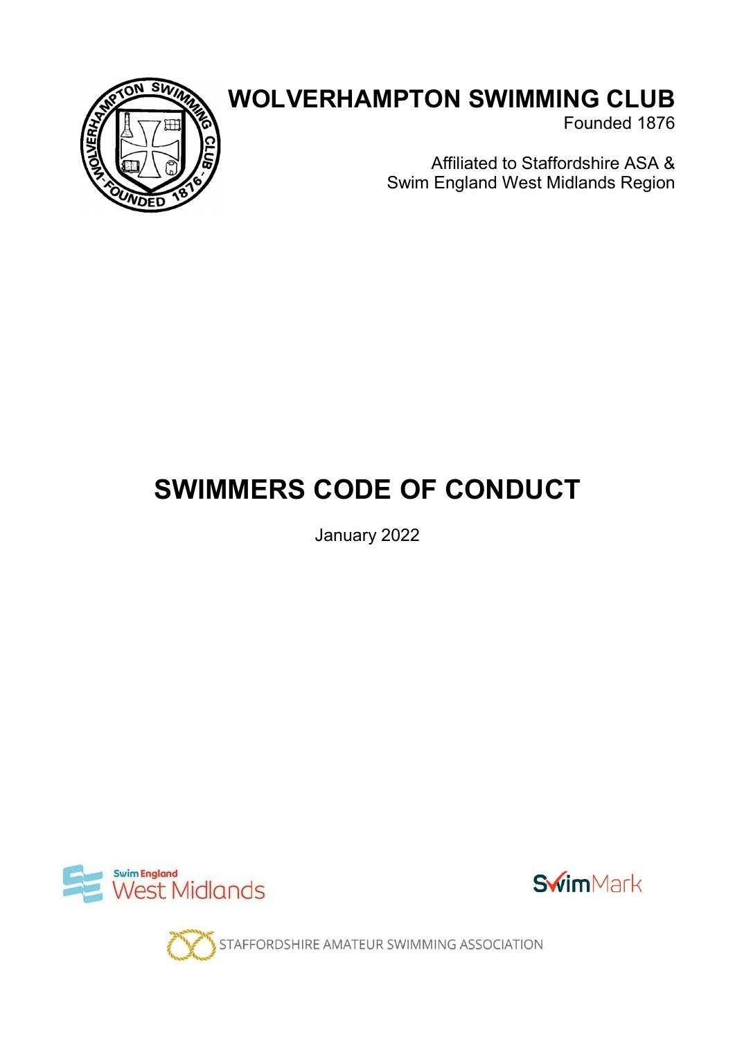# WOLVERHAMPTON SWIMMING CLUB

Founded 1876

Affiliated to Staffordshire ASA &
Swim England West Midlands Region

# SWIMMERS CODE OF CONDUCT

January 2022

Swim England West Midlands

SwimMark

STAFFORDSHIRE AMATEUR SWIMMING ASSOCIATION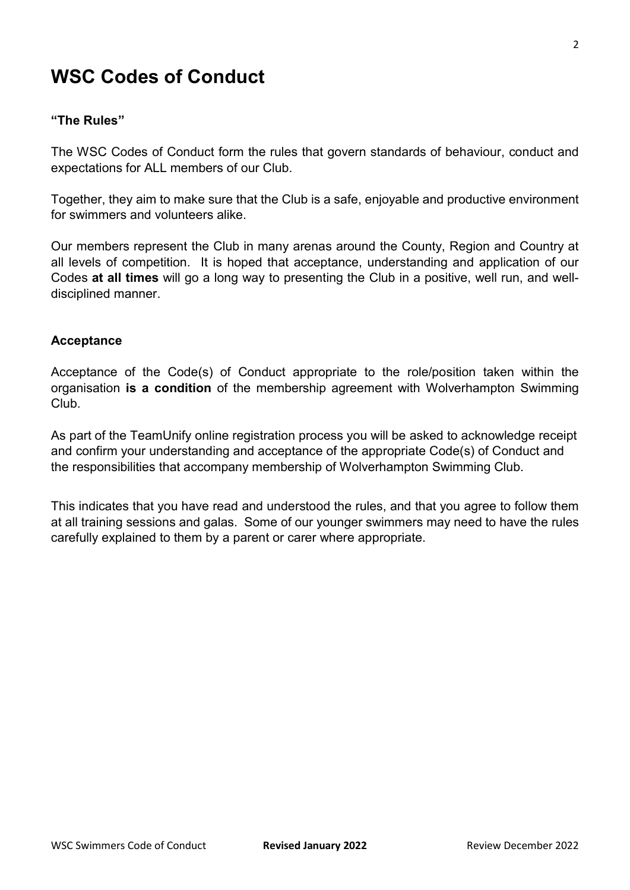# WSC Codes of Conduct

### "The Rules"

The WSC Codes of Conduct form the rules that govern standards of behaviour, conduct and expectations for ALL members of our Club.

Together, they aim to make sure that the Club is a safe, enjoyable and productive environment for swimmers and volunteers alike.

Our members represent the Club in many arenas around the County, Region and Country at all levels of competition. It is hoped that acceptance, understanding and application of our Codes **at all times** will go a long way to presenting the Club in a positive, well run, and well-disciplined manner.

### Acceptance

Acceptance of the Code(s) of Conduct appropriate to the role/position taken within the organisation **is a condition** of the membership agreement with Wolverhampton Swimming Club.

As part of the TeamUnify online registration process you will be asked to acknowledge receipt and confirm your understanding and acceptance of the appropriate Code(s) of Conduct and the responsibilities that accompany membership of Wolverhampton Swimming Club.

This indicates that you have read and understood the rules, and that you agree to follow them at all training sessions and galas. Some of our younger swimmers may need to have the rules carefully explained to them by a parent or carer where appropriate.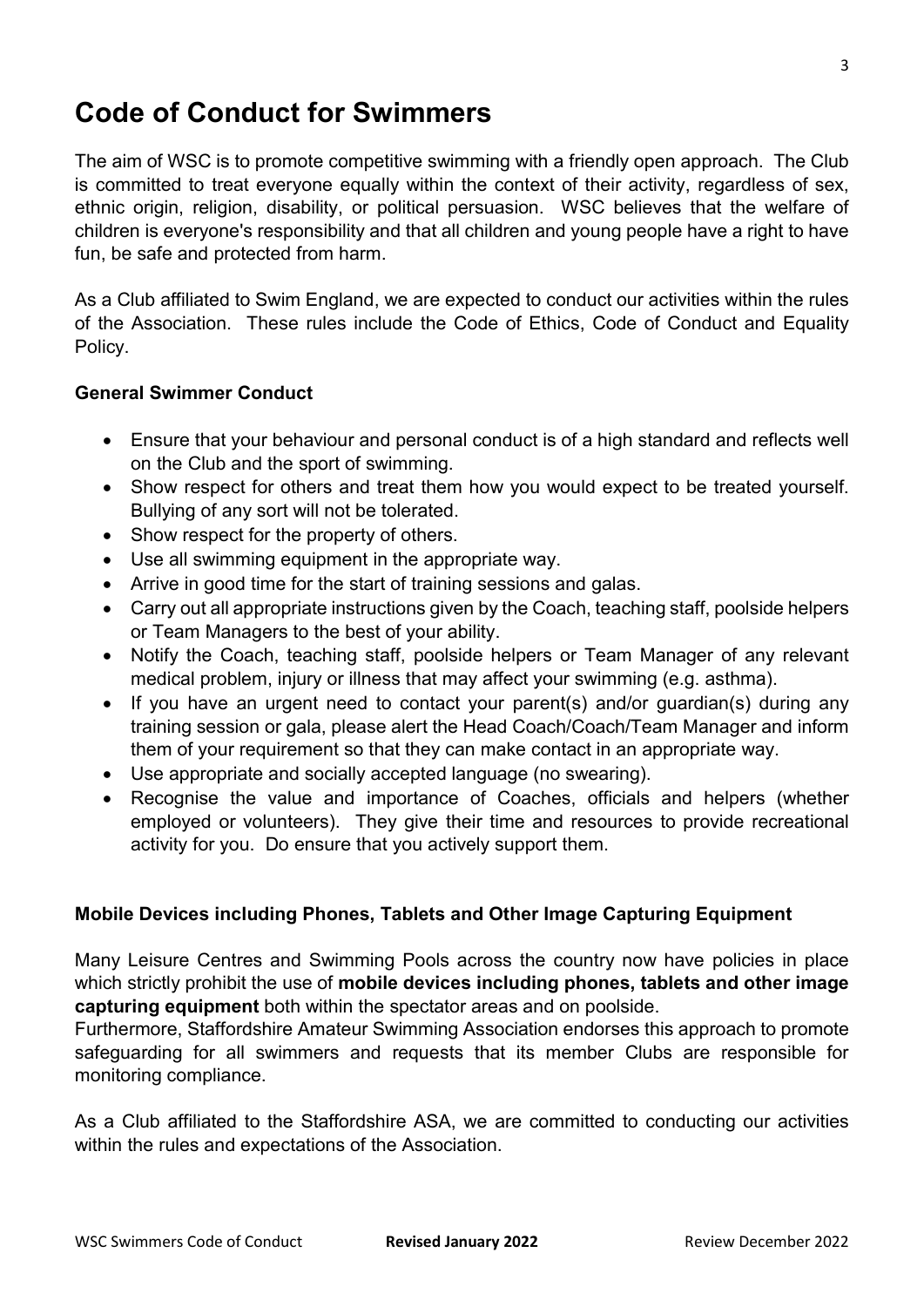# Code of Conduct for Swimmers

The aim of WSC is to promote competitive swimming with a friendly open approach. The Club is committed to treat everyone equally within the context of their activity, regardless of sex, ethnic origin, religion, disability, or political persuasion. WSC believes that the welfare of children is everyone's responsibility and that all children and young people have a right to have fun, be safe and protected from harm.

As a Club affiliated to Swim England, we are expected to conduct our activities within the rules of the Association. These rules include the Code of Ethics, Code of Conduct and Equality Policy.

### General Swimmer Conduct

- Ensure that your behaviour and personal conduct is of a high standard and reflects well on the Club and the sport of swimming.
- Show respect for others and treat them how you would expect to be treated yourself. Bullying of any sort will not be tolerated.
- Show respect for the property of others.
- Use all swimming equipment in the appropriate way.
- Arrive in good time for the start of training sessions and galas.
- Carry out all appropriate instructions given by the Coach, teaching staff, poolside helpers or Team Managers to the best of your ability.
- Notify the Coach, teaching staff, poolside helpers or Team Manager of any relevant medical problem, injury or illness that may affect your swimming (e.g. asthma).
- If you have an urgent need to contact your parent(s) and/or guardian(s) during any training session or gala, please alert the Head Coach/Coach/Team Manager and inform them of your requirement so that they can make contact in an appropriate way.
- Use appropriate and socially accepted language (no swearing).
- Recognise the value and importance of Coaches, officials and helpers (whether employed or volunteers). They give their time and resources to provide recreational activity for you. Do ensure that you actively support them.

### Mobile Devices including Phones, Tablets and Other Image Capturing Equipment

Many Leisure Centres and Swimming Pools across the country now have policies in place which strictly prohibit the use of **mobile devices including phones, tablets and other image capturing equipment** both within the spectator areas and on poolside.
Furthermore, Staffordshire Amateur Swimming Association endorses this approach to promote safeguarding for all swimmers and requests that its member Clubs are responsible for monitoring compliance.

As a Club affiliated to the Staffordshire ASA, we are committed to conducting our activities within the rules and expectations of the Association.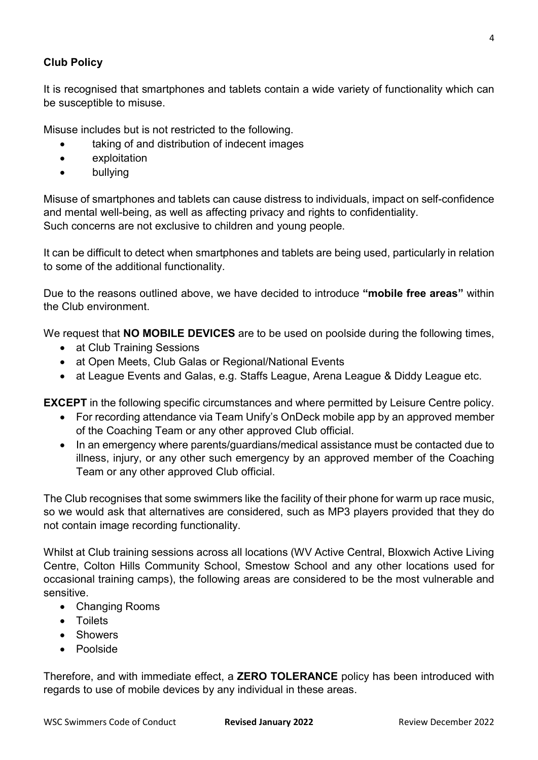**Club Policy**

It is recognised that smartphones and tablets contain a wide variety of functionality which can be susceptible to misuse.

Misuse includes but is not restricted to the following.

- taking of and distribution of indecent images
- exploitation
- bullying

Misuse of smartphones and tablets can cause distress to individuals, impact on self-confidence and mental well-being, as well as affecting privacy and rights to confidentiality.
Such concerns are not exclusive to children and young people.

It can be difficult to detect when smartphones and tablets are being used, particularly in relation to some of the additional functionality.

Due to the reasons outlined above, we have decided to introduce **"mobile free areas"** within the Club environment.

We request that **NO MOBILE DEVICES** are to be used on poolside during the following times,

- at Club Training Sessions
- at Open Meets, Club Galas or Regional/National Events
- at League Events and Galas, e.g. Staffs League, Arena League & Diddy League etc.

**EXCEPT** in the following specific circumstances and where permitted by Leisure Centre policy.

- For recording attendance via Team Unify's OnDeck mobile app by an approved member of the Coaching Team or any other approved Club official.
- In an emergency where parents/guardians/medical assistance must be contacted due to illness, injury, or any other such emergency by an approved member of the Coaching Team or any other approved Club official.

The Club recognises that some swimmers like the facility of their phone for warm up race music, so we would ask that alternatives are considered, such as MP3 players provided that they do not contain image recording functionality.

Whilst at Club training sessions across all locations (WV Active Central, Bloxwich Active Living Centre, Colton Hills Community School, Smestow School and any other locations used for occasional training camps), the following areas are considered to be the most vulnerable and sensitive.

- Changing Rooms
- Toilets
- Showers
- Poolside

Therefore, and with immediate effect, a **ZERO TOLERANCE** policy has been introduced with regards to use of mobile devices by any individual in these areas.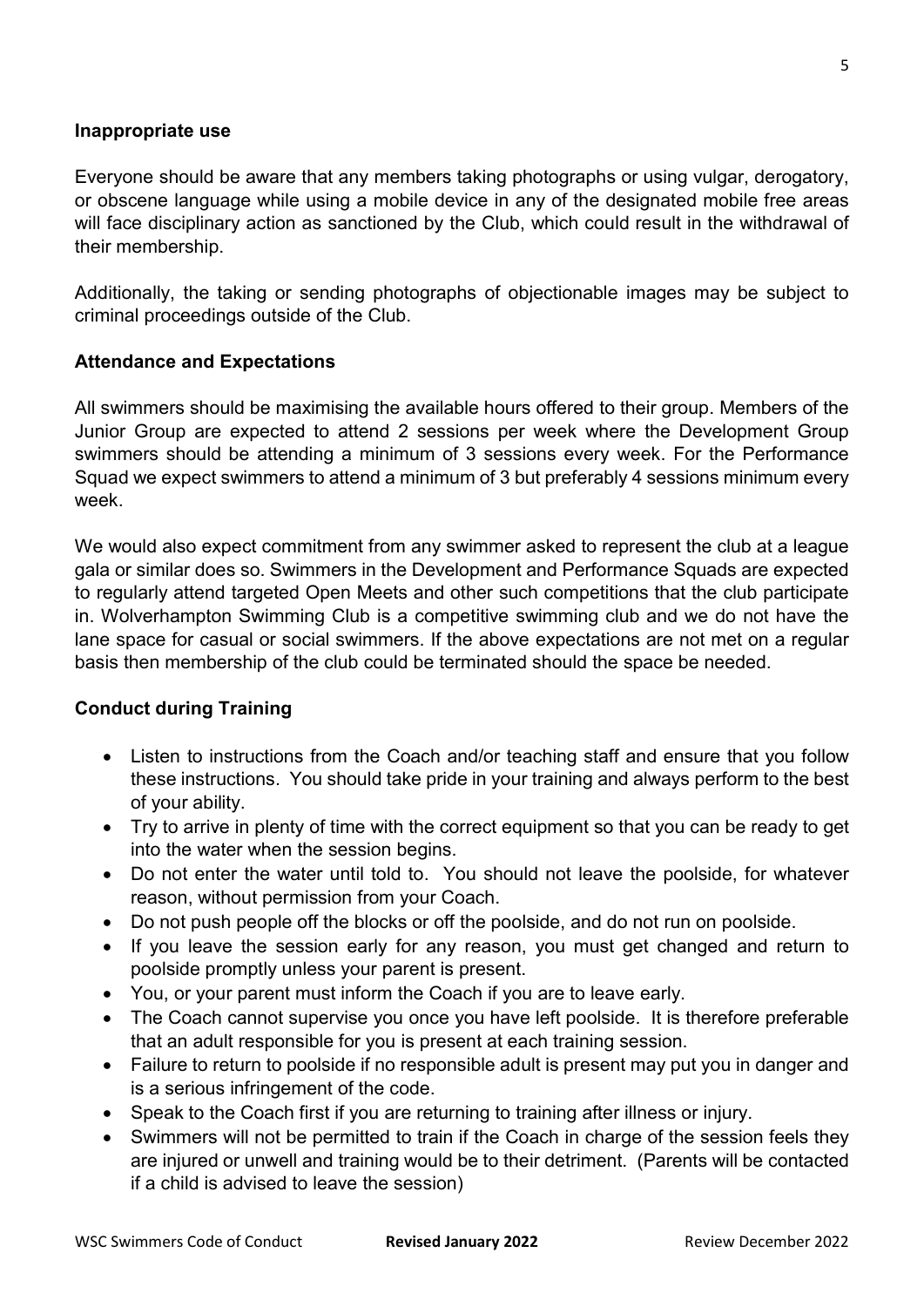**Inappropriate use**

Everyone should be aware that any members taking photographs or using vulgar, derogatory, or obscene language while using a mobile device in any of the designated mobile free areas will face disciplinary action as sanctioned by the Club, which could result in the withdrawal of their membership.

Additionally, the taking or sending photographs of objectionable images may be subject to criminal proceedings outside of the Club.

**Attendance and Expectations**

All swimmers should be maximising the available hours offered to their group. Members of the Junior Group are expected to attend 2 sessions per week where the Development Group swimmers should be attending a minimum of 3 sessions every week. For the Performance Squad we expect swimmers to attend a minimum of 3 but preferably 4 sessions minimum every week.

We would also expect commitment from any swimmer asked to represent the club at a league gala or similar does so. Swimmers in the Development and Performance Squads are expected to regularly attend targeted Open Meets and other such competitions that the club participate in. Wolverhampton Swimming Club is a competitive swimming club and we do not have the lane space for casual or social swimmers. If the above expectations are not met on a regular basis then membership of the club could be terminated should the space be needed.

**Conduct during Training**

- Listen to instructions from the Coach and/or teaching staff and ensure that you follow these instructions. You should take pride in your training and always perform to the best of your ability.
- Try to arrive in plenty of time with the correct equipment so that you can be ready to get into the water when the session begins.
- Do not enter the water until told to. You should not leave the poolside, for whatever reason, without permission from your Coach.
- Do not push people off the blocks or off the poolside, and do not run on poolside.
- If you leave the session early for any reason, you must get changed and return to poolside promptly unless your parent is present.
- You, or your parent must inform the Coach if you are to leave early.
- The Coach cannot supervise you once you have left poolside. It is therefore preferable that an adult responsible for you is present at each training session.
- Failure to return to poolside if no responsible adult is present may put you in danger and is a serious infringement of the code.
- Speak to the Coach first if you are returning to training after illness or injury.
- Swimmers will not be permitted to train if the Coach in charge of the session feels they are injured or unwell and training would be to their detriment. (Parents will be contacted if a child is advised to leave the session)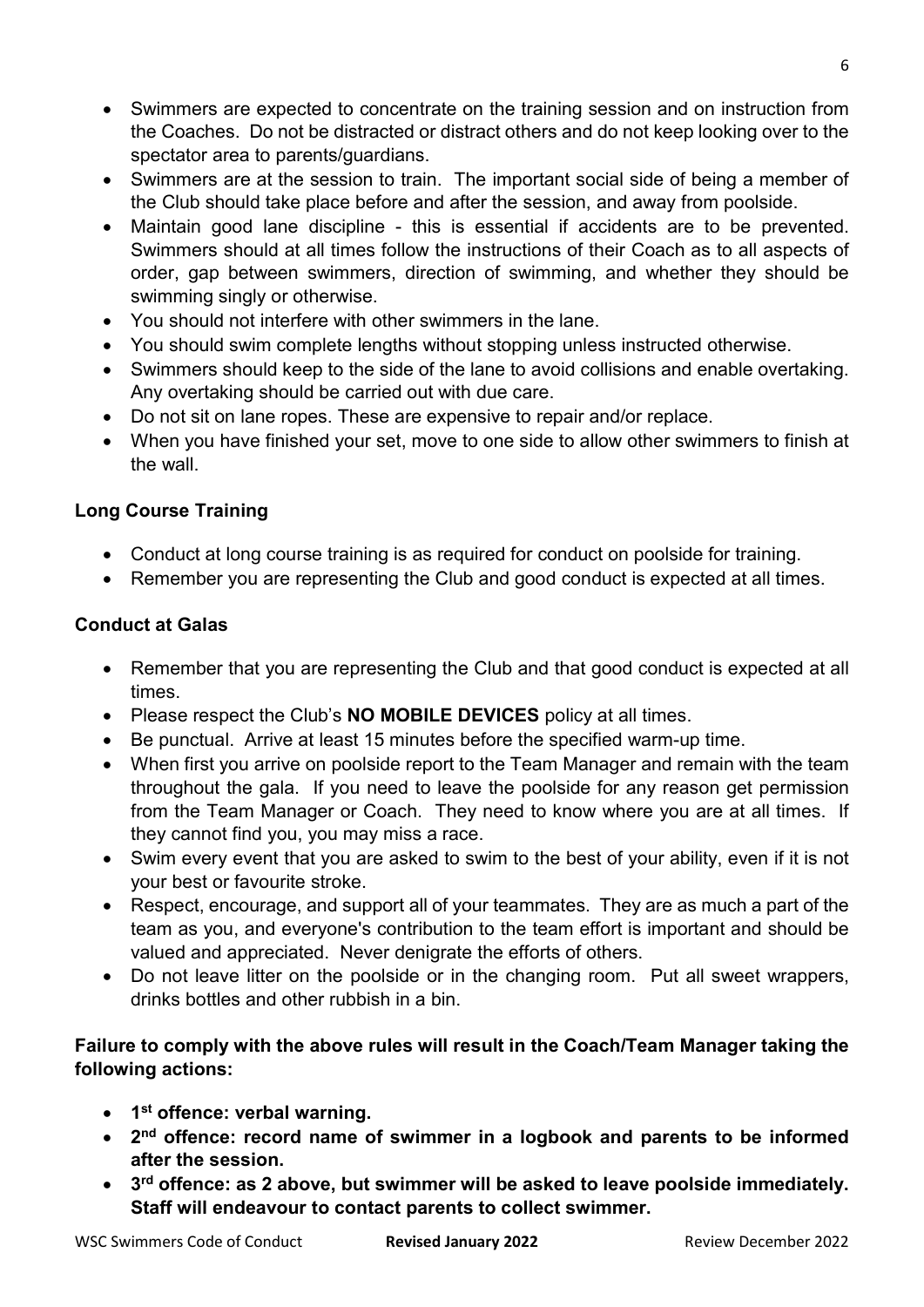- Swimmers are expected to concentrate on the training session and on instruction from the Coaches. Do not be distracted or distract others and do not keep looking over to the spectator area to parents/guardians.
- Swimmers are at the session to train. The important social side of being a member of the Club should take place before and after the session, and away from poolside.
- Maintain good lane discipline - this is essential if accidents are to be prevented. Swimmers should at all times follow the instructions of their Coach as to all aspects of order, gap between swimmers, direction of swimming, and whether they should be swimming singly or otherwise.
- You should not interfere with other swimmers in the lane.
- You should swim complete lengths without stopping unless instructed otherwise.
- Swimmers should keep to the side of the lane to avoid collisions and enable overtaking. Any overtaking should be carried out with due care.
- Do not sit on lane ropes. These are expensive to repair and/or replace.
- When you have finished your set, move to one side to allow other swimmers to finish at the wall.

**Long Course Training**

- Conduct at long course training is as required for conduct on poolside for training.
- Remember you are representing the Club and good conduct is expected at all times.

**Conduct at Galas**

- Remember that you are representing the Club and that good conduct is expected at all times.
- Please respect the Club's **NO MOBILE DEVICES** policy at all times.
- Be punctual. Arrive at least 15 minutes before the specified warm-up time.
- When first you arrive on poolside report to the Team Manager and remain with the team throughout the gala. If you need to leave the poolside for any reason get permission from the Team Manager or Coach. They need to know where you are at all times. If they cannot find you, you may miss a race.
- Swim every event that you are asked to swim to the best of your ability, even if it is not your best or favourite stroke.
- Respect, encourage, and support all of your teammates. They are as much a part of the team as you, and everyone's contribution to the team effort is important and should be valued and appreciated. Never denigrate the efforts of others.
- Do not leave litter on the poolside or in the changing room. Put all sweet wrappers, drinks bottles and other rubbish in a bin.

**Failure to comply with the above rules will result in the Coach/Team Manager taking the following actions:**

- **1st offence: verbal warning.**
- **2nd offence: record name of swimmer in a logbook and parents to be informed after the session.**
- **3rd offence: as 2 above, but swimmer will be asked to leave poolside immediately. Staff will endeavour to contact parents to collect swimmer.**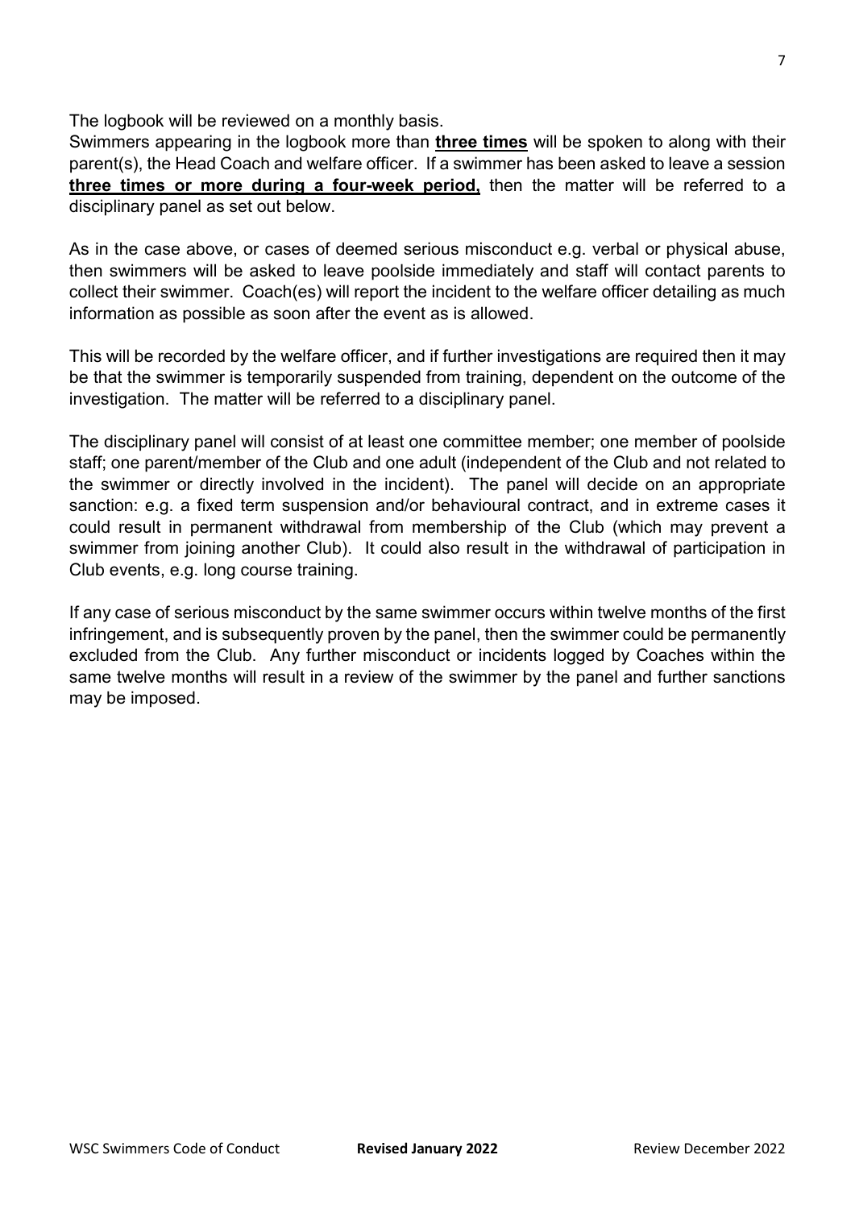The logbook will be reviewed on a monthly basis.

Swimmers appearing in the logbook more than **three times** will be spoken to along with their parent(s), the Head Coach and welfare officer. If a swimmer has been asked to leave a session **three times or more during a four-week period,** then the matter will be referred to a disciplinary panel as set out below.

As in the case above, or cases of deemed serious misconduct e.g. verbal or physical abuse, then swimmers will be asked to leave poolside immediately and staff will contact parents to collect their swimmer. Coach(es) will report the incident to the welfare officer detailing as much information as possible as soon after the event as is allowed.

This will be recorded by the welfare officer, and if further investigations are required then it may be that the swimmer is temporarily suspended from training, dependent on the outcome of the investigation. The matter will be referred to a disciplinary panel.

The disciplinary panel will consist of at least one committee member; one member of poolside staff; one parent/member of the Club and one adult (independent of the Club and not related to the swimmer or directly involved in the incident). The panel will decide on an appropriate sanction: e.g. a fixed term suspension and/or behavioural contract, and in extreme cases it could result in permanent withdrawal from membership of the Club (which may prevent a swimmer from joining another Club). It could also result in the withdrawal of participation in Club events, e.g. long course training.

If any case of serious misconduct by the same swimmer occurs within twelve months of the first infringement, and is subsequently proven by the panel, then the swimmer could be permanently excluded from the Club. Any further misconduct or incidents logged by Coaches within the same twelve months will result in a review of the swimmer by the panel and further sanctions may be imposed.